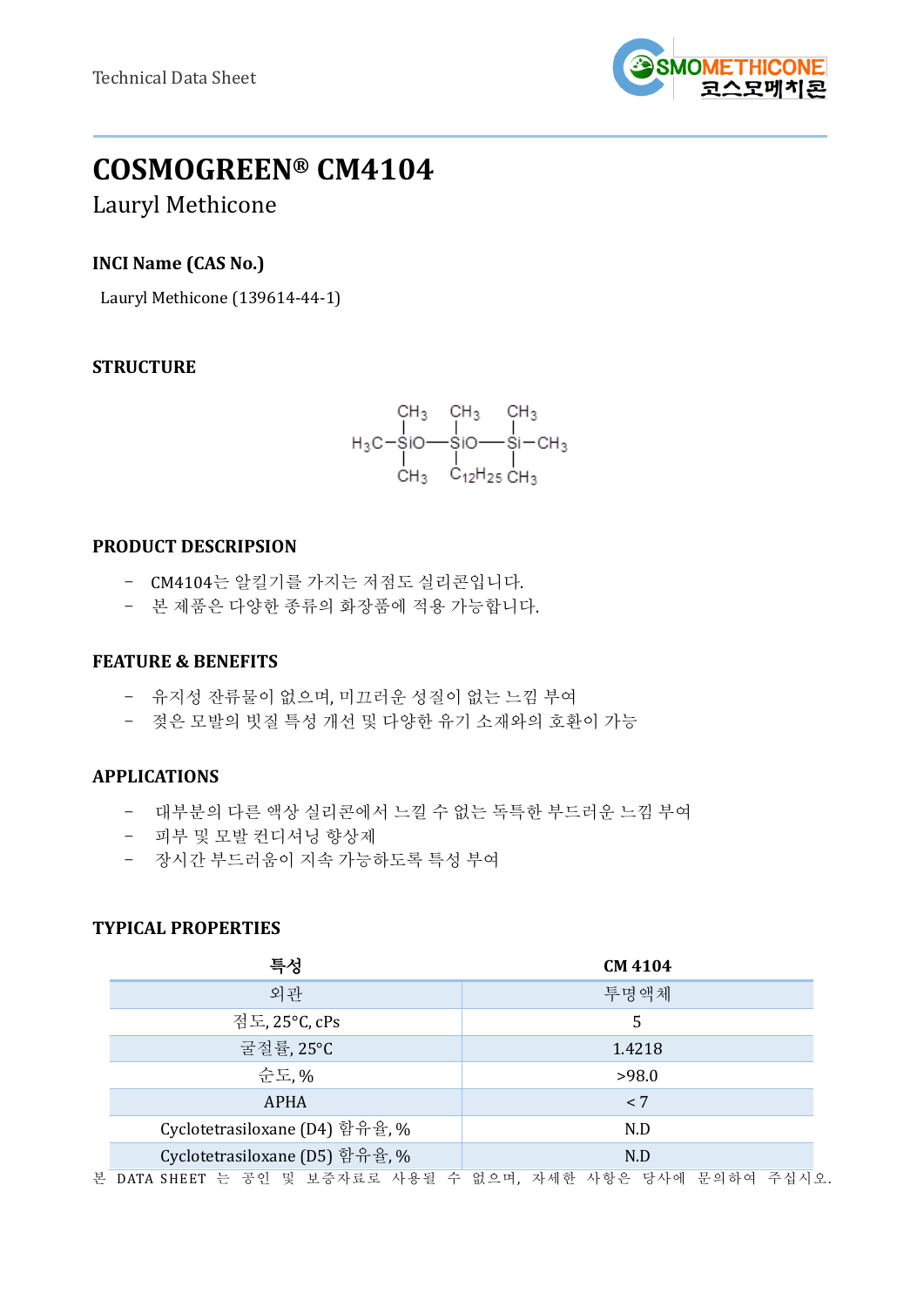Technical Data Sheet

# COSMOGREEN® CM4104

## Lauryl Methicone

### INCI Name (CAS No.)

Lauryl Methicone (139614-44-1)

### STRUCTURE

$$
\begin{array}{ccccc}
 & CH_3 & CH_3 & CH_3 & \\
 & | & | & | & \\
H_3C- & SiO- & SiO- & Si & -CH_3 \\
 & | & | & | & \\
 & CH_3 & C_{12}H_{25} & CH_3 &
\end{array}
$$

### PRODUCT DESCRIPSION

- CM4104는 알킬기를 가지는 저점도 실리콘입니다.
- 본 제품은 다양한 종류의 화장품에 적용 가능합니다.

### FEATURE & BENEFITS

- 유지성 잔류물이 없으며, 미끄러운 성질이 없는 느낌 부여
- 젖은 모발의 빗질 특성 개선 및 다양한 유기 소재와의 호환이 가능

### APPLICATIONS

- 대부분의 다른 액상 실리콘에서 느낄 수 없는 독특한 부드러운 느낌 부여
- 피부 및 모발 컨디셔닝 향상제
- 장시간 부드러움이 지속 가능하도록 특성 부여

### TYPICAL PROPERTIES

| 특성 | CM 4104 |
|---|---|
| 외관 | 투명액체 |
| 점도, 25°C, cPs | 5 |
| 굴절률, 25°C | 1.4218 |
| 순도, % | >98.0 |
| APHA | < 7 |
| Cyclotetrasiloxane (D4) 함유율, % | N.D |
| Cyclotetrasiloxane (D5) 함유율, % | N.D |

본 DATA SHEET 는 공인 및 보증자료로 사용될 수 없으며, 자세한 사항은 당사에 문의하여 주십시오.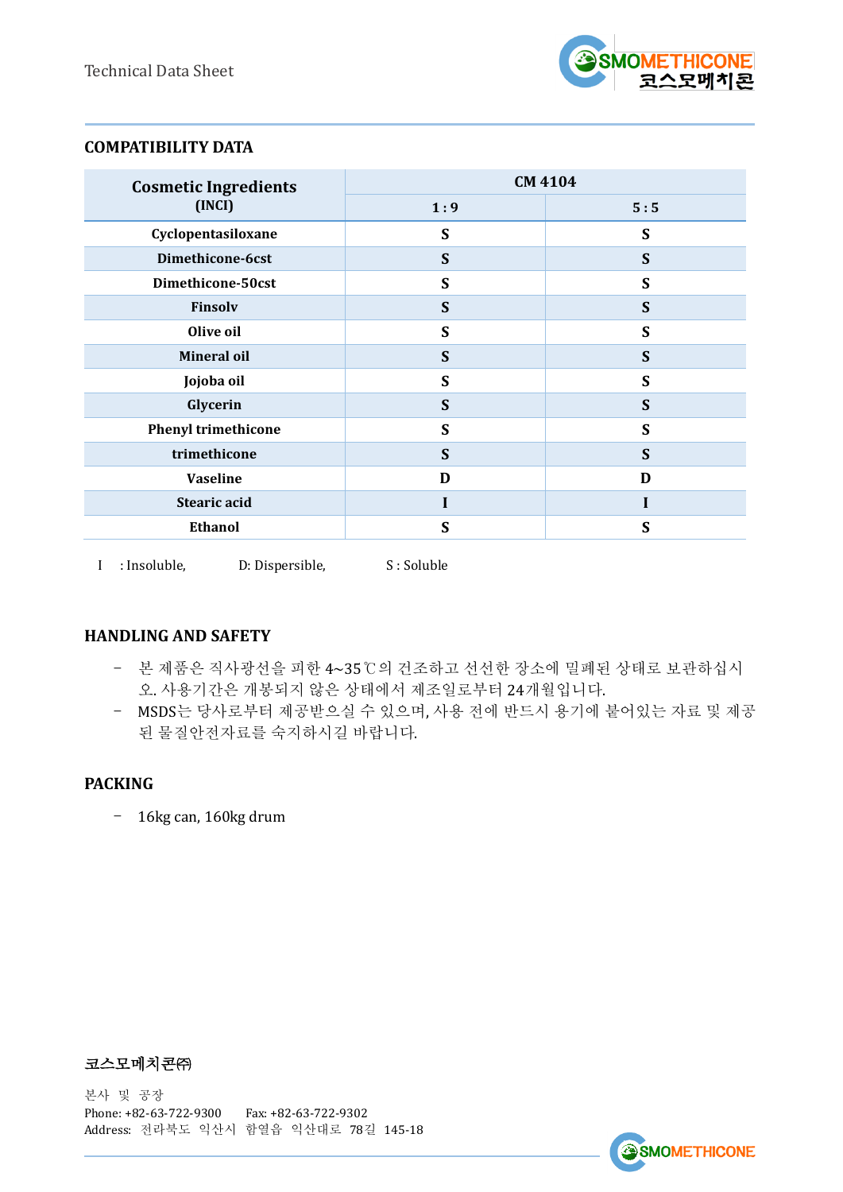## COMPATIBILITY DATA

| Cosmetic Ingredients (INCI) | CM 4104 | |
|---|---|---|
| | 1 : 9 | 5 : 5 |
| Cyclopentasiloxane | S | S |
| Dimethicone-6cst | S | S |
| Dimethicone-50cst | S | S |
| Finsolv | S | S |
| Olive oil | S | S |
| Mineral oil | S | S |
| Jojoba oil | S | S |
| Glycerin | S | S |
| Phenyl trimethicone | S | S |
| trimethicone | S | S |
| Vaseline | D | D |
| Stearic acid | I | I |
| Ethanol | S | S |

I : Insoluble, D: Dispersible, S : Soluble

## HANDLING AND SAFETY

- 본 제품은 직사광선을 피한 4~35℃의 건조하고 선선한 장소에 밀폐된 상태로 보관하십시오. 사용기간은 개봉되지 않은 상태에서 제조일로부터 24개월입니다.
- MSDS는 당사로부터 제공받으실 수 있으며, 사용 전에 반드시 용기에 붙어있는 자료 및 제공된 물질안전자료를 숙지하시길 바랍니다.

## PACKING

- 16kg can, 160kg drum

**코스모메치콘㈜**

본사 및 공장
Phone: +82-63-722-9300 Fax: +82-63-722-9302
Address: 전라북도 익산시 함열읍 익산대로 78길 145-18